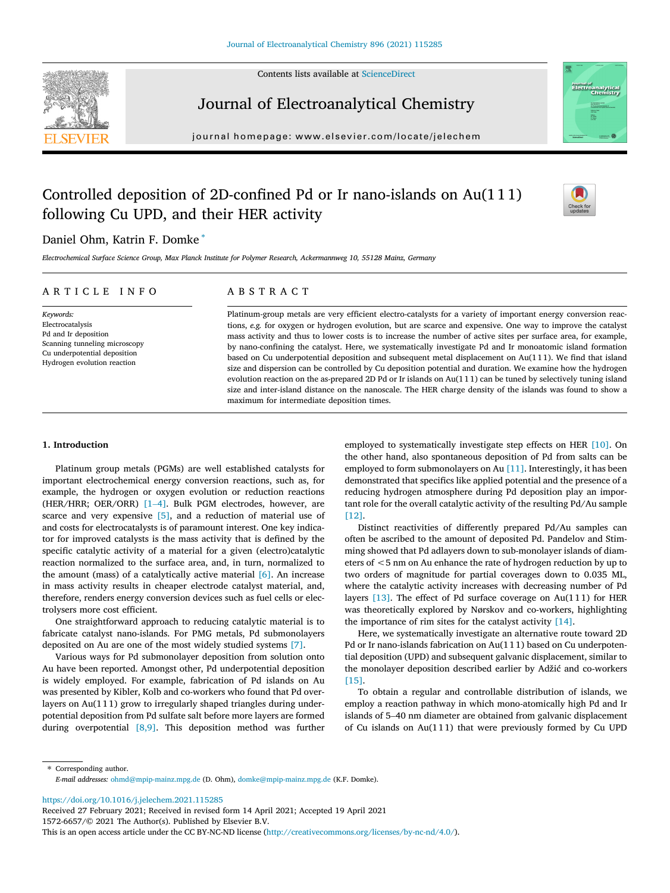# Controlled deposition of 2D-confined Pd or Ir nano-islands on Au(1 1 1) following Cu UPD, and their HER activity

Daniel Ohm, Katrin F. Domke *

*Electrochemical Surface Science Group, Max Planck Institute for Polymer Research, Ackermannweg 10, 55128 Mainz, Germany*

## ARTICLE INFO

*Keywords:*
Electrocatalysis
Pd and Ir deposition
Scanning tunneling microscopy
Cu underpotential deposition
Hydrogen evolution reaction

## ABSTRACT

Platinum-group metals are very efficient electro-catalysts for a variety of important energy conversion reactions, *e.g.* for oxygen or hydrogen evolution, but are scarce and expensive. One way to improve the catalyst mass activity and thus to lower costs is to increase the number of active sites per surface area, for example, by nano-confining the catalyst. Here, we systematically investigate Pd and Ir monoatomic island formation based on Cu underpotential deposition and subsequent metal displacement on Au(1 1 1). We find that island size and dispersion can be controlled by Cu deposition potential and duration. We examine how the hydrogen evolution reaction on the as-prepared 2D Pd or Ir islands on Au(1 1 1) can be tuned by selectively tuning island size and inter-island distance on the nanoscale. The HER charge density of the islands was found to show a maximum for intermediate deposition times.

## 1. Introduction

Platinum group metals (PGMs) are well established catalysts for important electrochemical energy conversion reactions, such as, for example, the hydrogen or oxygen evolution or reduction reactions (HER/HRR; OER/ORR) [1–4]. Bulk PGM electrodes, however, are scarce and very expensive [5], and a reduction of material use of and costs for electrocatalysts is of paramount interest. One key indicator for improved catalysts is the mass activity that is defined by the specific catalytic activity of a material for a given (electro)catalytic reaction normalized to the surface area, and, in turn, normalized to the amount (mass) of a catalytically active material [6]. An increase in mass activity results in cheaper electrode catalyst material, and, therefore, renders energy conversion devices such as fuel cells or electrolysers more cost efficient.

One straightforward approach to reducing catalytic material is to fabricate catalyst nano-islands. For PMG metals, Pd submonolayers deposited on Au are one of the most widely studied systems [7].

Various ways for Pd submonolayer deposition from solution onto Au have been reported. Amongst other, Pd underpotential deposition is widely employed. For example, fabrication of Pd islands on Au was presented by Kibler, Kolb and co-workers who found that Pd overlayers on Au(1 1 1) grow to irregularly shaped triangles during underpotential deposition from Pd sulfate salt before more layers are formed during overpotential [8,9]. This deposition method was further employed to systematically investigate step effects on HER [10]. On the other hand, also spontaneous deposition of Pd from salts can be employed to form submonolayers on Au [11]. Interestingly, it has been demonstrated that specifics like applied potential and the presence of a reducing hydrogen atmosphere during Pd deposition play an important role for the overall catalytic activity of the resulting Pd/Au sample [12].

Distinct reactivities of differently prepared Pd/Au samples can often be ascribed to the amount of deposited Pd. Pandelov and Stimming showed that Pd adlayers down to sub-monolayer islands of diameters of <5 nm on Au enhance the rate of hydrogen reduction by up to two orders of magnitude for partial coverages down to 0.035 ML, where the catalytic activity increases with decreasing number of Pd layers [13]. The effect of Pd surface coverage on Au(1 1 1) for HER was theoretically explored by Nørskov and co-workers, highlighting the importance of rim sites for the catalyst activity [14].

Here, we systematically investigate an alternative route toward 2D Pd or Ir nano-islands fabrication on Au(1 1 1) based on Cu underpotential deposition (UPD) and subsequent galvanic displacement, similar to the monolayer deposition described earlier by Adžić and co-workers [15].

To obtain a regular and controllable distribution of islands, we employ a reaction pathway in which mono-atomically high Pd and Ir islands of 5–40 nm diameter are obtained from galvanic displacement of Cu islands on Au(1 1 1) that were previously formed by Cu UPD

\* Corresponding author.
*E-mail addresses:* ohmd@mpip-mainz.mpg.de (D. Ohm), domke@mpip-mainz.mpg.de (K.F. Domke).

https://doi.org/10.1016/j.jelechem.2021.115285
Received 27 February 2021; Received in revised form 14 April 2021; Accepted 19 April 2021
1572-6657/© 2021 The Author(s). Published by Elsevier B.V.
This is an open access article under the CC BY-NC-ND license (http://creativecommons.org/licenses/by-nc-nd/4.0/).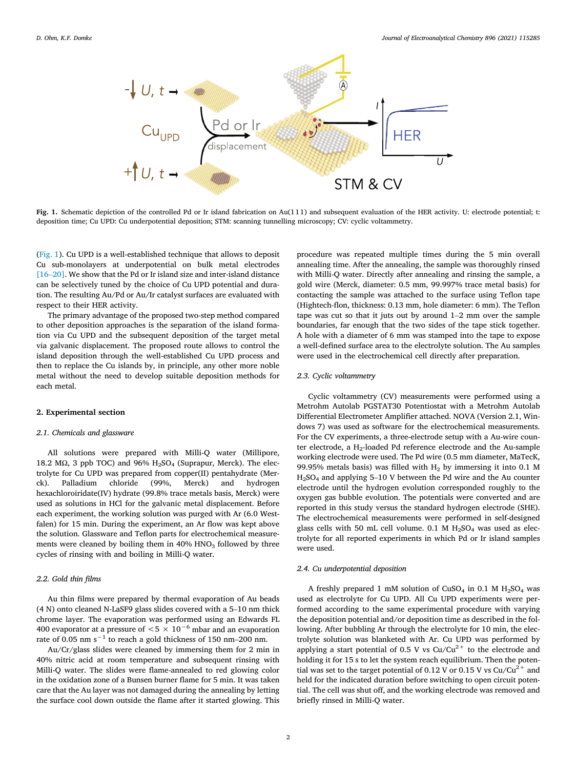Fig. 1. Schematic depiction of the controlled Pd or Ir island fabrication on Au(1 1 1) and subsequent evaluation of the HER activity. U: electrode potential; t: deposition time; Cu UPD: Cu underpotential deposition; STM: scanning tunnelling microscopy; CV: cyclic voltammetry.

(Fig. 1). Cu UPD is a well-established technique that allows to deposit Cu sub-monolayers at underpotential on bulk metal electrodes [16–20]. We show that the Pd or Ir island size and inter-island distance can be selectively tuned by the choice of Cu UPD potential and duration. The resulting Au/Pd or Au/Ir catalyst surfaces are evaluated with respect to their HER activity.

The primary advantage of the proposed two-step method compared to other deposition approaches is the separation of the island formation via Cu UPD and the subsequent deposition of the target metal via galvanic displacement. The proposed route allows to control the island deposition through the well-established Cu UPD process and then to replace the Cu islands by, in principle, any other more noble metal without the need to develop suitable deposition methods for each metal.

## 2. Experimental section

### 2.1. Chemicals and glassware

All solutions were prepared with Milli-Q water (Millipore, 18.2 MΩ, 3 ppb TOC) and 96% $H_2SO_4$ (Suprapur, Merck). The electrolyte for Cu UPD was prepared from copper(II) pentahydrate (Merck). Palladium chloride (99%, Merck) and hydrogen hexachloroiridate(IV) hydrate (99.8% trace metals basis, Merck) were used as solutions in HCl for the galvanic metal displacement. Before each experiment, the working solution was purged with Ar (6.0 Westfalen) for 15 min. During the experiment, an Ar flow was kept above the solution. Glassware and Teflon parts for electrochemical measurements were cleaned by boiling them in 40% $HNO_3$ followed by three cycles of rinsing with and boiling in Milli-Q water.

### 2.2. Gold thin films

Au thin films were prepared by thermal evaporation of Au beads (4 N) onto cleaned N-LaSF9 glass slides covered with a 5–10 nm thick chrome layer. The evaporation was performed using an Edwards FL 400 evaporator at a pressure of $<5 \times 10^{-6}$ mbar and an evaporation rate of 0.05 nm $s^{-1}$ to reach a gold thickness of 150 nm–200 nm.

Au/Cr/glass slides were cleaned by immersing them for 2 min in 40% nitric acid at room temperature and subsequent rinsing with Milli-Q water. The slides were flame-annealed to red glowing color in the oxidation zone of a Bunsen burner flame for 5 min. It was taken care that the Au layer was not damaged during the annealing by letting the surface cool down outside the flame after it started glowing. This procedure was repeated multiple times during the 5 min overall annealing time. After the annealing, the sample was thoroughly rinsed with Milli-Q water. Directly after annealing and rinsing the sample, a gold wire (Merck, diameter: 0.5 mm, 99.997% trace metal basis) for contacting the sample was attached to the surface using Teflon tape (Hightech-flon, thickness: 0.13 mm, hole diameter: 6 mm). The Teflon tape was cut so that it juts out by around 1–2 mm over the sample boundaries, far enough that the two sides of the tape stick together. A hole with a diameter of 6 mm was stamped into the tape to expose a well-defined surface area to the electrolyte solution. The Au samples were used in the electrochemical cell directly after preparation.

### 2.3. Cyclic voltammetry

Cyclic voltammetry (CV) measurements were performed using a Metrohm Autolab PGSTAT30 Potentiostat with a Metrohm Autolab Differential Electrometer Amplifier attached. NOVA (Version 2.1, Windows 7) was used as software for the electrochemical measurements. For the CV experiments, a three-electrode setup with a Au-wire counter electrode, a $H_2$-loaded Pd reference electrode and the Au-sample working electrode were used. The Pd wire (0.5 mm diameter, MaTecK, 99.95% metals basis) was filled with $H_2$ by immersing it into 0.1 M $H_2SO_4$ and applying 5–10 V between the Pd wire and the Au counter electrode until the hydrogen evolution corresponded roughly to the oxygen gas bubble evolution. The potentials were converted and are reported in this study versus the standard hydrogen electrode (SHE). The electrochemical measurements were performed in self-designed glass cells with 50 mL cell volume. 0.1 M $H_2SO_4$ was used as electrolyte for all reported experiments in which Pd or Ir island samples were used.

### 2.4. Cu underpotential deposition

A freshly prepared 1 mM solution of $CuSO_4$ in 0.1 M $H_2SO_4$ was used as electrolyte for Cu UPD. All Cu UPD experiments were performed according to the same experimental procedure with varying the deposition potential and/or deposition time as described in the following. After bubbling Ar through the electrolyte for 10 min, the electrolyte solution was blanketed with Ar. Cu UPD was performed by applying a start potential of 0.5 V vs $Cu/Cu^{2+}$ to the electrode and holding it for 15 s to let the system reach equilibrium. Then the potential was set to the target potential of 0.12 V or 0.15 V vs $Cu/Cu^{2+}$ and held for the indicated duration before switching to open circuit potential. The cell was shut off, and the working electrode was removed and briefly rinsed in Milli-Q water.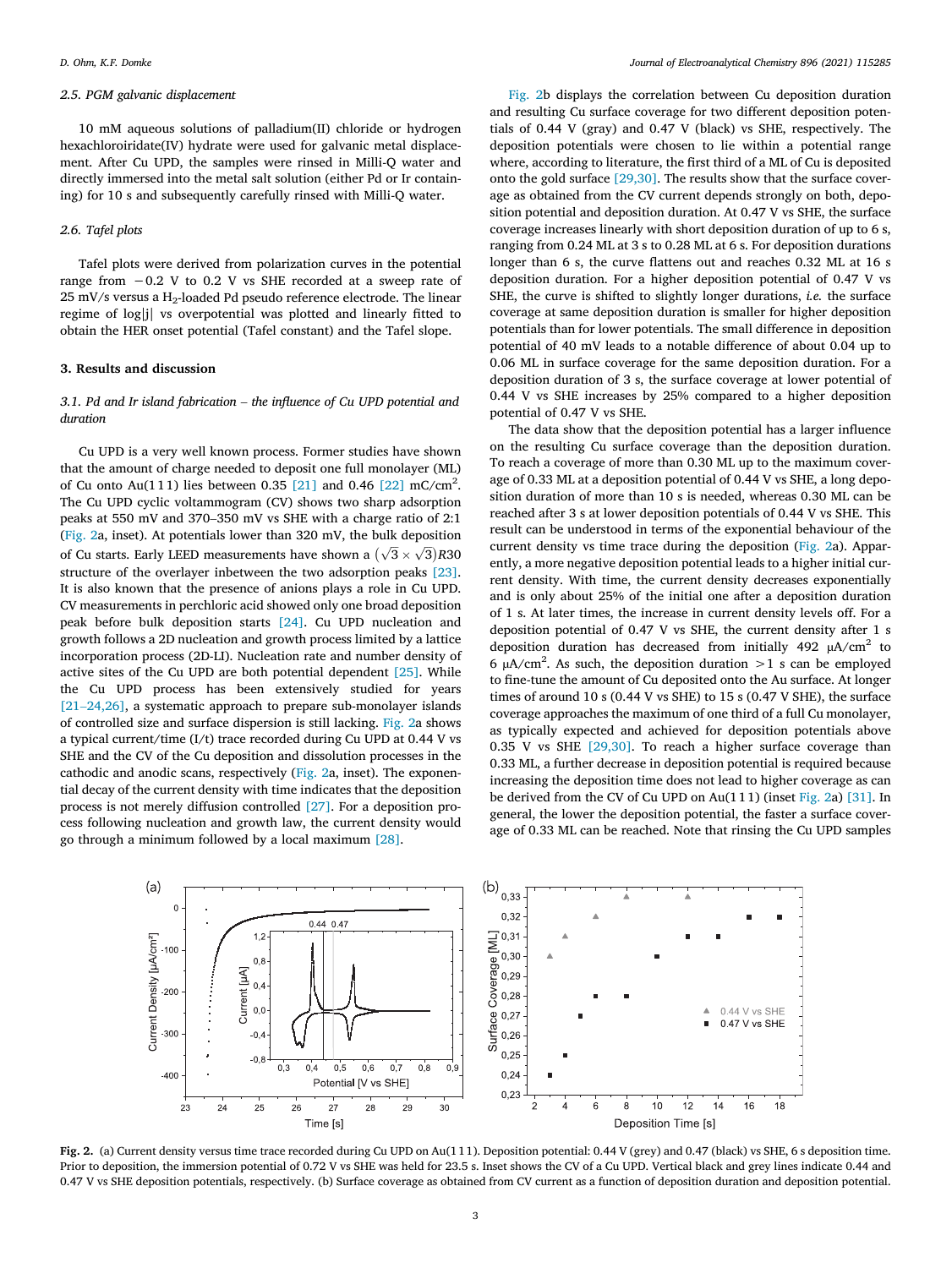### 2.5. PGM galvanic displacement

10 mM aqueous solutions of palladium(II) chloride or hydrogen hexachloroiridate(IV) hydrate were used for galvanic metal displacement. After Cu UPD, the samples were rinsed in Milli-Q water and directly immersed into the metal salt solution (either Pd or Ir containing) for 10 s and subsequently carefully rinsed with Milli-Q water.

### 2.6. Tafel plots

Tafel plots were derived from polarization curves in the potential range from −0.2 V to 0.2 V vs SHE recorded at a sweep rate of 25 mV/s versus a $H_2$-loaded Pd pseudo reference electrode. The linear regime of log|j| vs overpotential was plotted and linearly fitted to obtain the HER onset potential (Tafel constant) and the Tafel slope.

## 3. Results and discussion

### 3.1. Pd and Ir island fabrication – the influence of Cu UPD potential and duration

Cu UPD is a very well known process. Former studies have shown that the amount of charge needed to deposit one full monolayer (ML) of Cu onto Au(1 1 1) lies between 0.35 [21] and 0.46 [22] mC/cm$^2$. The Cu UPD cyclic voltammogram (CV) shows two sharp adsorption peaks at 550 mV and 370–350 mV vs SHE with a charge ratio of 2:1 (Fig. 2a, inset). At potentials lower than 320 mV, the bulk deposition of Cu starts. Early LEED measurements have shown a $(\sqrt{3} \times \sqrt{3})R30$ structure of the overlayer inbetween the two adsorption peaks [23]. It is also known that the presence of anions plays a role in Cu UPD. CV measurements in perchloric acid showed only one broad deposition peak before bulk deposition starts [24]. Cu UPD nucleation and growth follows a 2D nucleation and growth process limited by a lattice incorporation process (2D-LI). Nucleation rate and number density of active sites of the Cu UPD are both potential dependent [25]. While the Cu UPD process has been extensively studied for years [21–24,26], a systematic approach to prepare sub-monolayer islands of controlled size and surface dispersion is still lacking. Fig. 2a shows a typical current/time (I/t) trace recorded during Cu UPD at 0.44 V vs SHE and the CV of the Cu deposition and dissolution processes in the cathodic and anodic scans, respectively (Fig. 2a, inset). The exponential decay of the current density with time indicates that the deposition process is not merely diffusion controlled [27]. For a deposition process following nucleation and growth law, the current density would go through a minimum followed by a local maximum [28].

Fig. 2b displays the correlation between Cu deposition duration and resulting Cu surface coverage for two different deposition potentials of 0.44 V (gray) and 0.47 V (black) vs SHE, respectively. The deposition potentials were chosen to lie within a potential range where, according to literature, the first third of a ML of Cu is deposited onto the gold surface [29,30]. The results show that the surface coverage as obtained from the CV current depends strongly on both, deposition potential and deposition duration. At 0.47 V vs SHE, the surface coverage increases linearly with short deposition duration of up to 6 s, ranging from 0.24 ML at 3 s to 0.28 ML at 6 s. For deposition durations longer than 6 s, the curve flattens out and reaches 0.32 ML at 16 s deposition duration. For a higher deposition potential of 0.47 V vs SHE, the curve is shifted to slightly longer durations, *i.e.* the surface coverage at same deposition duration is smaller for higher deposition potentials than for lower potentials. The small difference in deposition potential of 40 mV leads to a notable difference of about 0.04 up to 0.06 ML in surface coverage for the same deposition duration. For a deposition duration of 3 s, the surface coverage at lower potential of 0.44 V vs SHE increases by 25% compared to a higher deposition potential of 0.47 V vs SHE.

The data show that the deposition potential has a larger influence on the resulting Cu surface coverage than the deposition duration. To reach a coverage of more than 0.30 ML up to the maximum coverage of 0.33 ML at a deposition potential of 0.44 V vs SHE, a long deposition duration of more than 10 s is needed, whereas 0.30 ML can be reached after 3 s at lower deposition potentials of 0.44 V vs SHE. This result can be understood in terms of the exponential behaviour of the current density vs time trace during the deposition (Fig. 2a). Apparently, a more negative deposition potential leads to a higher initial current density. With time, the current density decreases exponentially and is only about 25% of the initial one after a deposition duration of 1 s. At later times, the increase in current density levels off. For a deposition potential of 0.47 V vs SHE, the current density after 1 s deposition duration has decreased from initially 492 μA/cm$^2$ to 6 μA/cm$^2$. As such, the deposition duration >1 s can be employed to fine-tune the amount of Cu deposited onto the Au surface. At longer times of around 10 s (0.44 V vs SHE) to 15 s (0.47 V SHE), the surface coverage approaches the maximum of one third of a full Cu monolayer, as typically expected and achieved for deposition potentials above 0.35 V vs SHE [29,30]. To reach a higher surface coverage than 0.33 ML, a further decrease in deposition potential is required because increasing the deposition time does not lead to higher coverage as can be derived from the CV of Cu UPD on Au(1 1 1) (inset Fig. 2a) [31]. In general, the lower the deposition potential, the faster a surface coverage of 0.33 ML can be reached. Note that rinsing the Cu UPD samples

**Fig. 2.** (a) Current density versus time trace recorded during Cu UPD on Au(1 1 1). Deposition potential: 0.44 V (grey) and 0.47 (black) vs SHE, 6 s deposition time. Prior to deposition, the immersion potential of 0.72 V vs SHE was held for 23.5 s. Inset shows the CV of a Cu UPD. Vertical black and grey lines indicate 0.44 and 0.47 V vs SHE deposition potentials, respectively. (b) Surface coverage as obtained from CV current as a function of deposition duration and deposition potential.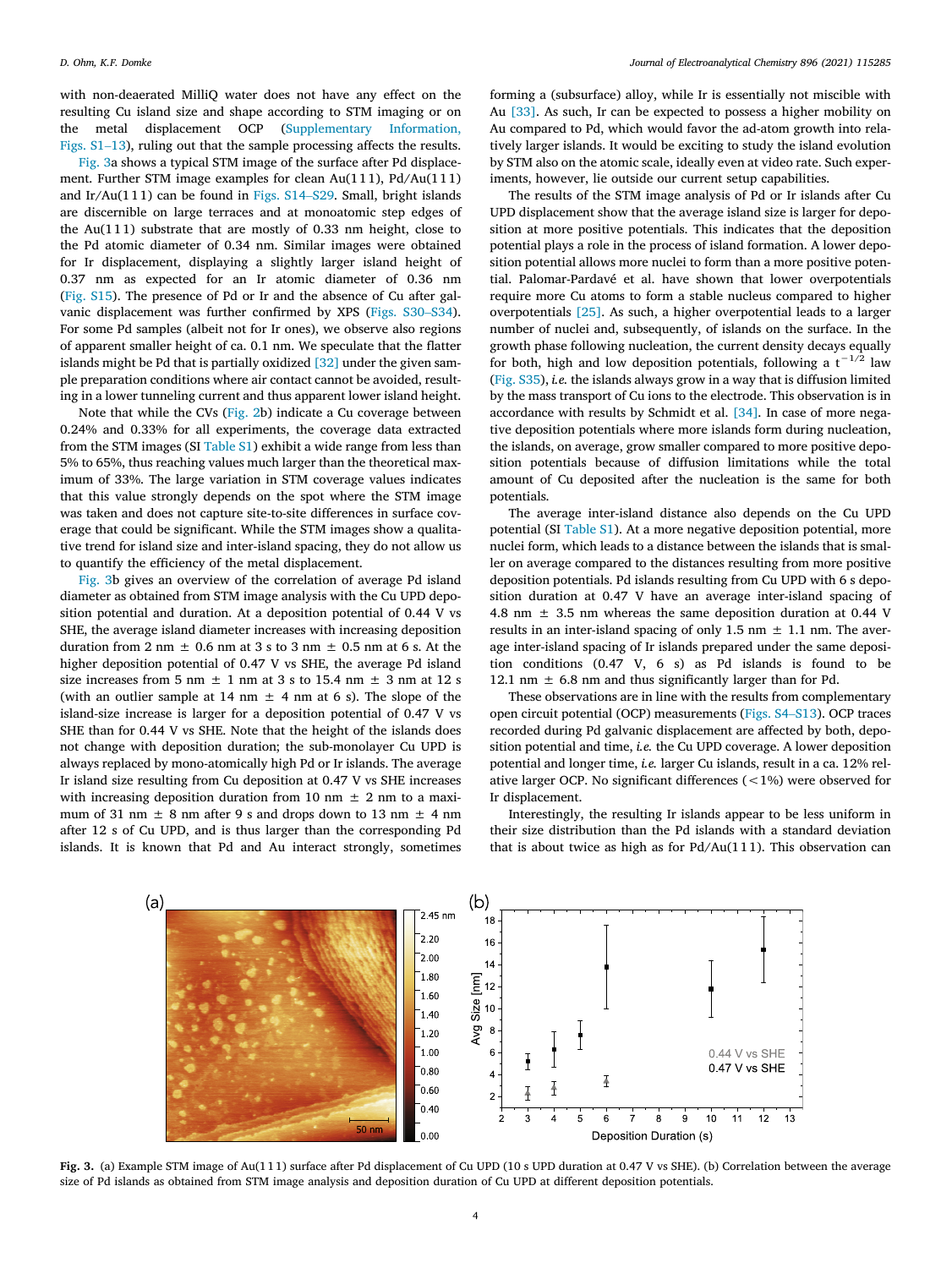with non-deaerated MilliQ water does not have any effect on the resulting Cu island size and shape according to STM imaging or on the metal displacement OCP (Supplementary Information, Figs. S1–13), ruling out that the sample processing affects the results.

Fig. 3a shows a typical STM image of the surface after Pd displacement. Further STM image examples for clean Au(1 1 1), Pd/Au(1 1 1) and Ir/Au(1 1 1) can be found in Figs. S14–S29. Small, bright islands are discernible on large terraces and at monoatomic step edges of the Au(1 1 1) substrate that are mostly of 0.33 nm height, close to the Pd atomic diameter of 0.34 nm. Similar images were obtained for Ir displacement, displaying a slightly larger island height of 0.37 nm as expected for an Ir atomic diameter of 0.36 nm (Fig. S15). The presence of Pd or Ir and the absence of Cu after galvanic displacement was further confirmed by XPS (Figs. S30–S34). For some Pd samples (albeit not for Ir ones), we observe also regions of apparent smaller height of ca. 0.1 nm. We speculate that the flatter islands might be Pd that is partially oxidized [32] under the given sample preparation conditions where air contact cannot be avoided, resulting in a lower tunneling current and thus apparent lower island height.

Note that while the CVs (Fig. 2b) indicate a Cu coverage between 0.24% and 0.33% for all experiments, the coverage data extracted from the STM images (SI Table S1) exhibit a wide range from less than 5% to 65%, thus reaching values much larger than the theoretical maximum of 33%. The large variation in STM coverage values indicates that this value strongly depends on the spot where the STM image was taken and does not capture site-to-site differences in surface coverage that could be significant. While the STM images show a qualitative trend for island size and inter-island spacing, they do not allow us to quantify the efficiency of the metal displacement.

Fig. 3b gives an overview of the correlation of average Pd island diameter as obtained from STM image analysis with the Cu UPD deposition potential and duration. At a deposition potential of 0.44 V vs SHE, the average island diameter increases with increasing deposition duration from 2 nm ± 0.6 nm at 3 s to 3 nm ± 0.5 nm at 6 s. At the higher deposition potential of 0.47 V vs SHE, the average Pd island size increases from 5 nm ± 1 nm at 3 s to 15.4 nm ± 3 nm at 12 s (with an outlier sample at 14 nm ± 4 nm at 6 s). The slope of the island-size increase is larger for a deposition potential of 0.47 V vs SHE than for 0.44 V vs SHE. Note that the height of the islands does not change with deposition duration; the sub-monolayer Cu UPD is always replaced by mono-atomically high Pd or Ir islands. The average Ir island size resulting from Cu deposition at 0.47 V vs SHE increases with increasing deposition duration from 10 nm ± 2 nm to a maximum of 31 nm ± 8 nm after 9 s and drops down to 13 nm ± 4 nm after 12 s of Cu UPD, and is thus larger than the corresponding Pd islands. It is known that Pd and Au interact strongly, sometimes forming a (subsurface) alloy, while Ir is essentially not miscible with Au [33]. As such, Ir can be expected to possess a higher mobility on Au compared to Pd, which would favor the ad-atom growth into relatively larger islands. It would be exciting to study the island evolution by STM also on the atomic scale, ideally even at video rate. Such experiments, however, lie outside our current setup capabilities.

The results of the STM image analysis of Pd or Ir islands after Cu UPD displacement show that the average island size is larger for deposition at more positive potentials. This indicates that the deposition potential plays a role in the process of island formation. A lower deposition potential allows more nuclei to form than a more positive potential. Palomar-Pardavé et al. have shown that lower overpotentials require more Cu atoms to form a stable nucleus compared to higher overpotentials [25]. As such, a higher overpotential leads to a larger number of nuclei and, subsequently, of islands on the surface. In the growth phase following nucleation, the current density decays equally for both, high and low deposition potentials, following a $t^{-1/2}$ law (Fig. S35), *i.e.* the islands always grow in a way that is diffusion limited by the mass transport of Cu ions to the electrode. This observation is in accordance with results by Schmidt et al. [34]. In case of more negative deposition potentials where more islands form during nucleation, the islands, on average, grow smaller compared to more positive deposition potentials because of diffusion limitations while the total amount of Cu deposited after the nucleation is the same for both potentials.

The average inter-island distance also depends on the Cu UPD potential (SI Table S1). At a more negative deposition potential, more nuclei form, which leads to a distance between the islands that is smaller on average compared to the distances resulting from more positive deposition potentials. Pd islands resulting from Cu UPD with 6 s deposition duration at 0.47 V have an average inter-island spacing of 4.8 nm ± 3.5 nm whereas the same deposition duration at 0.44 V results in an inter-island spacing of only 1.5 nm ± 1.1 nm. The average inter-island spacing of Ir islands prepared under the same deposition conditions (0.47 V, 6 s) as Pd islands is found to be 12.1 nm ± 6.8 nm and thus significantly larger than for Pd.

These observations are in line with the results from complementary open circuit potential (OCP) measurements (Figs. S4–S13). OCP traces recorded during Pd galvanic displacement are affected by both, deposition potential and time, *i.e.* the Cu UPD coverage. A lower deposition potential and longer time, *i.e.* larger Cu islands, result in a ca. 12% relative larger OCP. No significant differences (<1%) were observed for Ir displacement.

Interestingly, the resulting Ir islands appear to be less uniform in their size distribution than the Pd islands with a standard deviation that is about twice as high as for Pd/Au(1 1 1). This observation can

**Fig. 3.** (a) Example STM image of Au(1 1 1) surface after Pd displacement of Cu UPD (10 s UPD duration at 0.47 V vs SHE). (b) Correlation between the average size of Pd islands as obtained from STM image analysis and deposition duration of Cu UPD at different deposition potentials.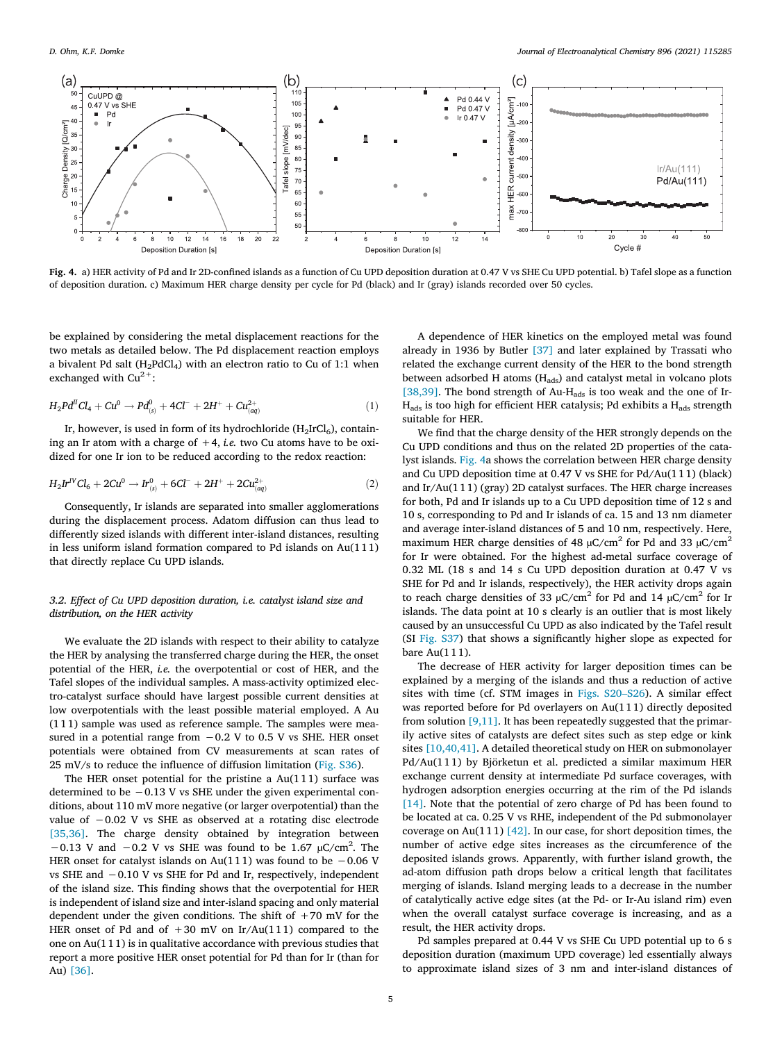**Fig. 4.** a) HER activity of Pd and Ir 2D-confined islands as a function of Cu UPD deposition duration at 0.47 V vs SHE Cu UPD potential. b) Tafel slope as a function of deposition duration. c) Maximum HER charge density per cycle for Pd (black) and Ir (gray) islands recorded over 50 cycles.

be explained by considering the metal displacement reactions for the two metals as detailed below. The Pd displacement reaction employs a bivalent Pd salt ($H_2PdCl_4$) with an electron ratio to Cu of 1:1 when exchanged with $Cu^{2+}$:

$$H_2Pd^{II}Cl_4 + Cu^0 \rightarrow Pd^0_{(s)} + 4Cl^- + 2H^+ + Cu^{2+}_{(aq)} \tag{1}$$

Ir, however, is used in form of its hydrochloride ($H_2IrCl_6$), containing an Ir atom with a charge of +4, *i.e.* two Cu atoms have to be oxidized for one Ir ion to be reduced according to the redox reaction:

$$H_2Ir^{IV}Cl_6 + 2Cu^0 \rightarrow Ir^0_{(s)} + 6Cl^- + 2H^+ + 2Cu^{2+}_{(aq)} \tag{2}$$

Consequently, Ir islands are separated into smaller agglomerations during the displacement process. Adatom diffusion can thus lead to differently sized islands with different inter-island distances, resulting in less uniform island formation compared to Pd islands on Au(111) that directly replace Cu UPD islands.

### 3.2. Effect of Cu UPD deposition duration, i.e. catalyst island size and distribution, on the HER activity

We evaluate the 2D islands with respect to their ability to catalyze the HER by analysing the transferred charge during the HER, the onset potential of the HER, *i.e.* the overpotential or cost of HER, and the Tafel slopes of the individual samples. A mass-activity optimized electro-catalyst surface should have largest possible current densities at low overpotentials with the least possible material employed. A Au (111) sample was used as reference sample. The samples were measured in a potential range from −0.2 V to 0.5 V vs SHE. HER onset potentials were obtained from CV measurements at scan rates of 25 mV/s to reduce the influence of diffusion limitation (Fig. S36).

The HER onset potential for the pristine a Au(111) surface was determined to be −0.13 V vs SHE under the given experimental conditions, about 110 mV more negative (or larger overpotential) than the value of −0.02 V vs SHE as observed at a rotating disc electrode [35,36]. The charge density obtained by integration between −0.13 V and −0.2 V vs SHE was found to be 1.67 μC/cm². The HER onset for catalyst islands on Au(111) was found to be −0.06 V vs SHE and −0.10 V vs SHE for Pd and Ir, respectively, independent of the island size. This finding shows that the overpotential for HER is independent of island size and inter-island spacing and only material dependent under the given conditions. The shift of +70 mV for the HER onset of Pd and of +30 mV on Ir/Au(111) compared to the one on Au(111) is in qualitative accordance with previous studies that report a more positive HER onset potential for Pd than for Ir (than for Au) [36].

A dependence of HER kinetics on the employed metal was found already in 1936 by Butler [37] and later explained by Trassati who related the exchange current density of the HER to the bond strength between adsorbed H atoms ($H_{ads}$) and catalyst metal in volcano plots [38,39]. The bond strength of Au-$H_{ads}$ is too weak and the one of Ir-$H_{ads}$ is too high for efficient HER catalysis; Pd exhibits a $H_{ads}$ strength suitable for HER.

We find that the charge density of the HER strongly depends on the Cu UPD conditions and thus on the related 2D properties of the catalyst islands. Fig. 4a shows the correlation between HER charge density and Cu UPD deposition time at 0.47 V vs SHE for Pd/Au(111) (black) and Ir/Au(111) (gray) 2D catalyst surfaces. The HER charge increases for both, Pd and Ir islands up to a Cu UPD deposition time of 12 s and 10 s, corresponding to Pd and Ir islands of ca. 15 and 13 nm diameter and average inter-island distances of 5 and 10 nm, respectively. Here, maximum HER charge densities of 48 μC/cm² for Pd and 33 μC/cm² for Ir were obtained. For the highest ad-metal surface coverage of 0.32 ML (18 s and 14 s Cu UPD deposition duration at 0.47 V vs SHE for Pd and Ir islands, respectively), the HER activity drops again to reach charge densities of 33 μC/cm² for Pd and 14 μC/cm² for Ir islands. The data point at 10 s clearly is an outlier that is most likely caused by an unsuccessful Cu UPD as also indicated by the Tafel result (SI Fig. S37) that shows a significantly higher slope as expected for bare Au(111).

The decrease of HER activity for larger deposition times can be explained by a merging of the islands and thus a reduction of active sites with time (cf. STM images in Figs. S20–S26). A similar effect was reported before for Pd overlayers on Au(111) directly deposited from solution [9,11]. It has been repeatedly suggested that the primarily active sites of catalysts are defect sites such as step edge or kink sites [10,40,41]. A detailed theoretical study on HER on submonolayer Pd/Au(111) by Björketun et al. predicted a similar maximum HER exchange current density at intermediate Pd surface coverages, with hydrogen adsorption energies occurring at the rim of the Pd islands [14]. Note that the potential of zero charge of Pd has been found to be located at ca. 0.25 V vs RHE, independent of the Pd submonolayer coverage on Au(111) [42]. In our case, for short deposition times, the number of active edge sites increases as the circumference of the deposited islands grows. Apparently, with further island growth, the ad-atom diffusion path drops below a critical length that facilitates merging of islands. Island merging leads to a decrease in the number of catalytically active edge sites (at the Pd- or Ir-Au island rim) even when the overall catalyst surface coverage is increasing, and as a result, the HER activity drops.

Pd samples prepared at 0.44 V vs SHE Cu UPD potential up to 6 s deposition duration (maximum UPD coverage) led essentially always to approximate island sizes of 3 nm and inter-island distances of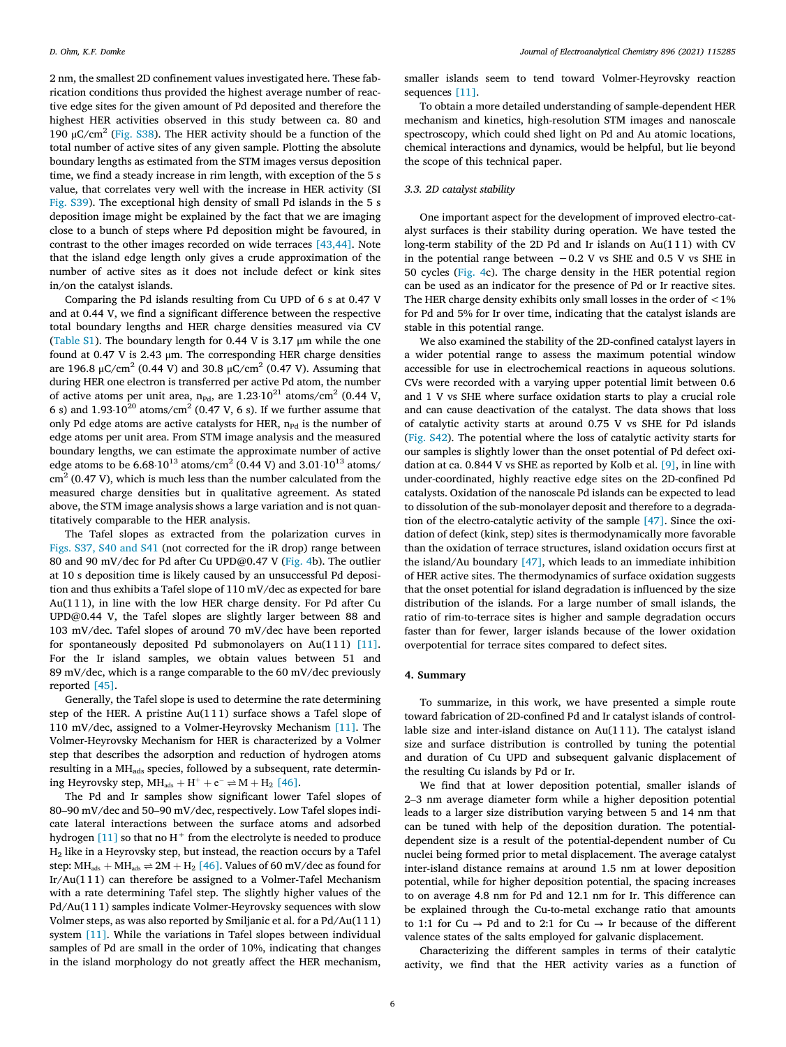2 nm, the smallest 2D confinement values investigated here. These fabrication conditions thus provided the highest average number of reactive edge sites for the given amount of Pd deposited and therefore the highest HER activities observed in this study between ca. 80 and 190 μC/cm$^2$ (Fig. S38). The HER activity should be a function of the total number of active sites of any given sample. Plotting the absolute boundary lengths as estimated from the STM images versus deposition time, we find a steady increase in rim length, with exception of the 5 s value, that correlates very well with the increase in HER activity (SI Fig. S39). The exceptional high density of small Pd islands in the 5 s deposition image might be explained by the fact that we are imaging close to a bunch of steps where Pd deposition might be favoured, in contrast to the other images recorded on wide terraces [43,44]. Note that the island edge length only gives a crude approximation of the number of active sites as it does not include defect or kink sites in/on the catalyst islands.

Comparing the Pd islands resulting from Cu UPD of 6 s at 0.47 V and at 0.44 V, we find a significant difference between the respective total boundary lengths and HER charge densities measured via CV (Table S1). The boundary length for 0.44 V is 3.17 μm while the one found at 0.47 V is 2.43 μm. The corresponding HER charge densities are 196.8 μC/cm$^2$ (0.44 V) and 30.8 μC/cm$^2$ (0.47 V). Assuming that during HER one electron is transferred per active Pd atom, the number of active atoms per unit area, $n_{Pd}$, are $1.23 \cdot 10^{21}$ atoms/cm$^2$ (0.44 V, 6 s) and $1.93 \cdot 10^{20}$ atoms/cm$^2$ (0.47 V, 6 s). If we further assume that only Pd edge atoms are active catalysts for HER, $n_{Pd}$ is the number of edge atoms per unit area. From STM image analysis and the measured boundary lengths, we can estimate the approximate number of active edge atoms to be $6.68 \cdot 10^{13}$ atoms/cm$^2$ (0.44 V) and $3.01 \cdot 10^{13}$ atoms/cm$^2$ (0.47 V), which is much less than the number calculated from the measured charge densities but in qualitative agreement. As stated above, the STM image analysis shows a large variation and is not quantitatively comparable to the HER analysis.

The Tafel slopes as extracted from the polarization curves in Figs. S37, S40 and S41 (not corrected for the iR drop) range between 80 and 90 mV/dec for Pd after Cu UPD@0.47 V (Fig. 4b). The outlier at 10 s deposition time is likely caused by an unsuccessful Pd deposition and thus exhibits a Tafel slope of 110 mV/dec as expected for bare Au(111), in line with the low HER charge density. For Pd after Cu UPD@0.44 V, the Tafel slopes are slightly larger between 88 and 103 mV/dec. Tafel slopes of around 70 mV/dec have been reported for spontaneously deposited Pd submonolayers on Au(111) [11]. For the Ir island samples, we obtain values between 51 and 89 mV/dec, which is a range comparable to the 60 mV/dec previously reported [45].

Generally, the Tafel slope is used to determine the rate determining step of the HER. A pristine Au(111) surface shows a Tafel slope of 110 mV/dec, assigned to a Volmer-Heyrovsky Mechanism [11]. The Volmer-Heyrovsky Mechanism for HER is characterized by a Volmer step that describes the adsorption and reduction of hydrogen atoms resulting in a $MH_{ads}$ species, followed by a subsequent, rate determining Heyrovsky step, $MH_{ads} + H^+ + e^- \rightleftharpoons M + H_2$ [46].

The Pd and Ir samples show significant lower Tafel slopes of 80–90 mV/dec and 50–90 mV/dec, respectively. Low Tafel slopes indicate lateral interactions between the surface atoms and adsorbed hydrogen [11] so that no $H^+$ from the electrolyte is needed to produce $H_2$ like in a Heyrovsky step, but instead, the reaction occurs by a Tafel step: $MH_{ads} + MH_{ads} \rightleftharpoons 2M + H_2$ [46]. Values of 60 mV/dec as found for Ir/Au(111) can therefore be assigned to a Volmer-Tafel Mechanism with a rate determining Tafel step. The slightly higher values of the Pd/Au(111) samples indicate Volmer-Heyrovsky sequences with slow Volmer steps, as was also reported by Smiljanic et al. for a Pd/Au(111) system [11]. While the variations in Tafel slopes between individual samples of Pd are small in the order of 10%, indicating that changes in the island morphology do not greatly affect the HER mechanism, smaller islands seem to tend toward Volmer-Heyrovsky reaction sequences [11].

To obtain a more detailed understanding of sample-dependent HER mechanism and kinetics, high-resolution STM images and nanoscale spectroscopy, which could shed light on Pd and Au atomic locations, chemical interactions and dynamics, would be helpful, but lie beyond the scope of this technical paper.

### 3.3. 2D catalyst stability

One important aspect for the development of improved electro-catalyst surfaces is their stability during operation. We have tested the long-term stability of the 2D Pd and Ir islands on Au(111) with CV in the potential range between −0.2 V vs SHE and 0.5 V vs SHE in 50 cycles (Fig. 4c). The charge density in the HER potential region can be used as an indicator for the presence of Pd or Ir reactive sites. The HER charge density exhibits only small losses in the order of <1% for Pd and 5% for Ir over time, indicating that the catalyst islands are stable in this potential range.

We also examined the stability of the 2D-confined catalyst layers in a wider potential range to assess the maximum potential window accessible for use in electrochemical reactions in aqueous solutions. CVs were recorded with a varying upper potential limit between 0.6 and 1 V vs SHE where surface oxidation starts to play a crucial role and can cause deactivation of the catalyst. The data shows that loss of catalytic activity starts at around 0.75 V vs SHE for Pd islands (Fig. S42). The potential where the loss of catalytic activity starts for our samples is slightly lower than the onset potential of Pd defect oxidation at ca. 0.844 V vs SHE as reported by Kolb et al. [9], in line with under-coordinated, highly reactive edge sites on the 2D-confined Pd catalysts. Oxidation of the nanoscale Pd islands can be expected to lead to dissolution of the sub-monolayer deposit and therefore to a degradation of the electro-catalytic activity of the sample [47]. Since the oxidation of defect (kink, step) sites is thermodynamically more favorable than the oxidation of terrace structures, island oxidation occurs first at the island/Au boundary [47], which leads to an immediate inhibition of HER active sites. The thermodynamics of surface oxidation suggests that the onset potential for island degradation is influenced by the size distribution of the islands. For a large number of small islands, the ratio of rim-to-terrace sites is higher and sample degradation occurs faster than for fewer, larger islands because of the lower oxidation overpotential for terrace sites compared to defect sites.

## 4. Summary

To summarize, in this work, we have presented a simple route toward fabrication of 2D-confined Pd and Ir catalyst islands of controllable size and inter-island distance on Au(111). The catalyst island size and surface distribution is controlled by tuning the potential and duration of Cu UPD and subsequent galvanic displacement of the resulting Cu islands by Pd or Ir.

We find that at lower deposition potential, smaller islands of 2–3 nm average diameter form while a higher deposition potential leads to a larger size distribution varying between 5 and 14 nm that can be tuned with help of the deposition duration. The potential-dependent size is a result of the potential-dependent number of Cu nuclei being formed prior to metal displacement. The average catalyst inter-island distance remains at around 1.5 nm at lower deposition potential, while for higher deposition potential, the spacing increases to on average 4.8 nm for Pd and 12.1 nm for Ir. This difference can be explained through the Cu-to-metal exchange ratio that amounts to 1:1 for Cu → Pd and to 2:1 for Cu → Ir because of the different valence states of the salts employed for galvanic displacement.

Characterizing the different samples in terms of their catalytic activity, we find that the HER activity varies as a function of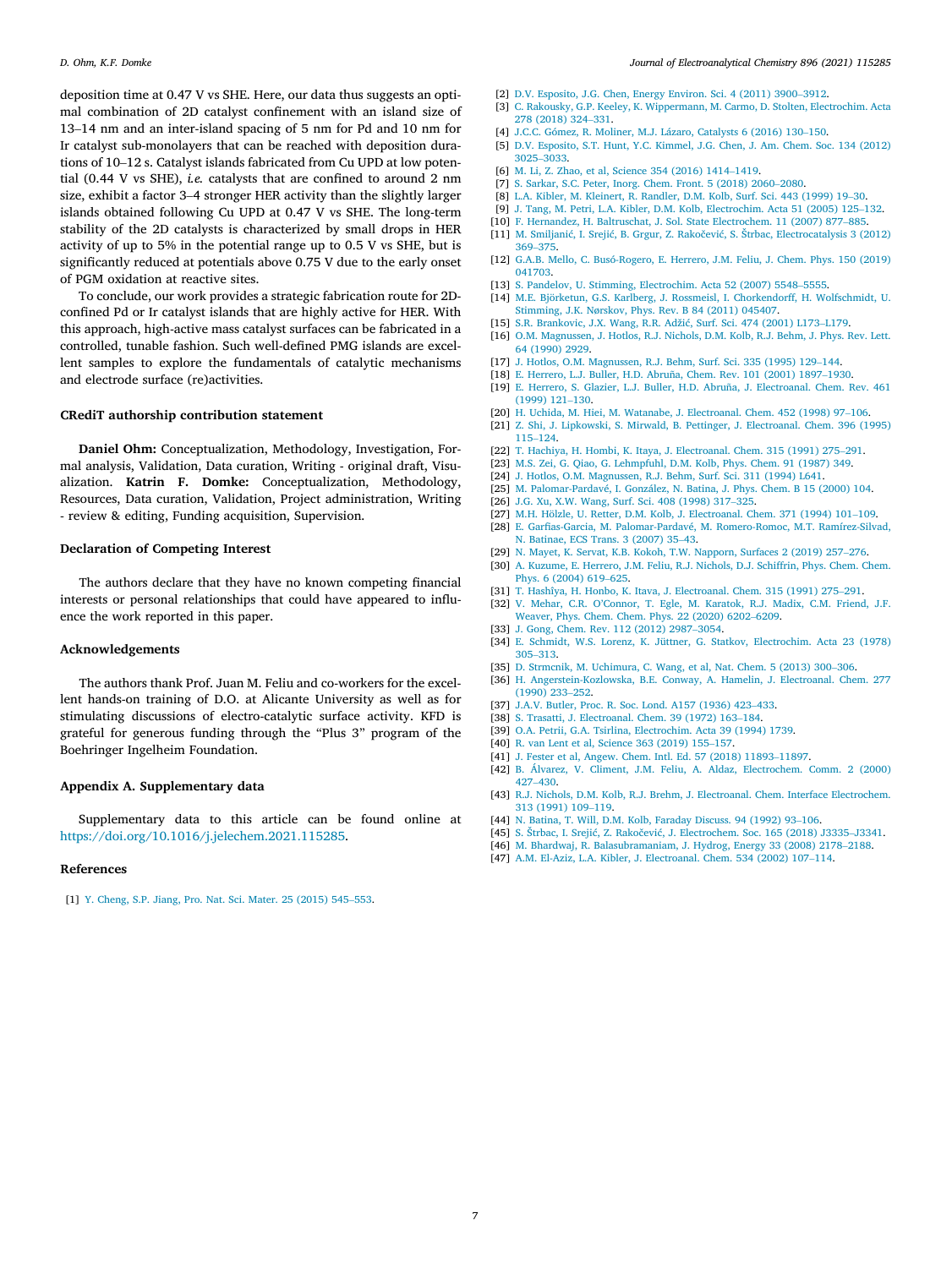deposition time at 0.47 V vs SHE. Here, our data thus suggests an optimal combination of 2D catalyst confinement with an island size of 13–14 nm and an inter-island spacing of 5 nm for Pd and 10 nm for Ir catalyst sub-monolayers that can be reached with deposition durations of 10–12 s. Catalyst islands fabricated from Cu UPD at low potential (0.44 V vs SHE), *i.e.* catalysts that are confined to around 2 nm size, exhibit a factor 3–4 stronger HER activity than the slightly larger islands obtained following Cu UPD at 0.47 V vs SHE. The long-term stability of the 2D catalysts is characterized by small drops in HER activity of up to 5% in the potential range up to 0.5 V vs SHE, but is significantly reduced at potentials above 0.75 V due to the early onset of PGM oxidation at reactive sites.

To conclude, our work provides a strategic fabrication route for 2D-confined Pd or Ir catalyst islands that are highly active for HER. With this approach, high-active mass catalyst surfaces can be fabricated in a controlled, tunable fashion. Such well-defined PMG islands are excellent samples to explore the fundamentals of catalytic mechanisms and electrode surface (re)activities.

## CRediT authorship contribution statement

**Daniel Ohm:** Conceptualization, Methodology, Investigation, Formal analysis, Validation, Data curation, Writing - original draft, Visualization. **Katrin F. Domke:** Conceptualization, Methodology, Resources, Data curation, Validation, Project administration, Writing - review & editing, Funding acquisition, Supervision.

## Declaration of Competing Interest

The authors declare that they have no known competing financial interests or personal relationships that could have appeared to influence the work reported in this paper.

## Acknowledgements

The authors thank Prof. Juan M. Feliu and co-workers for the excellent hands-on training of D.O. at Alicante University as well as for stimulating discussions of electro-catalytic surface activity. KFD is grateful for generous funding through the "Plus 3" program of the Boehringer Ingelheim Foundation.

## Appendix A. Supplementary data

Supplementary data to this article can be found online at https://doi.org/10.1016/j.jelechem.2021.115285.

## References

[1] Y. Cheng, S.P. Jiang, Pro. Nat. Sci. Mater. 25 (2015) 545–553.
[2] D.V. Esposito, J.G. Chen, Energy Environ. Sci. 4 (2011) 3900–3912.
[3] C. Rakousky, G.P. Keeley, K. Wippermann, M. Carmo, D. Stolten, Electrochim. Acta 278 (2018) 324–331.
[4] J.C.C. Gómez, R. Moliner, M.J. Lázaro, Catalysts 6 (2016) 130–150.
[5] D.V. Esposito, S.T. Hunt, Y.C. Kimmel, J.G. Chen, J. Am. Chem. Soc. 134 (2012) 3025–3033.
[6] M. Li, Z. Zhao, et al, Science 354 (2016) 1414–1419.
[7] S. Sarkar, S.C. Peter, Inorg. Chem. Front. 5 (2018) 2060–2080.
[8] L.A. Kibler, M. Kleinert, R. Randler, D.M. Kolb, Surf. Sci. 443 (1999) 19–30.
[9] J. Tang, M. Petri, L.A. Kibler, D.M. Kolb, Electrochim. Acta 51 (2005) 125–132.
[10] F. Hernandez, H. Baltruschat, J. Sol. State Electrochem. 11 (2007) 877–885.
[11] M. Smiljanić, I. Srejić, B. Grgur, Z. Rakočević, S. Štrbac, Electrocatalysis 3 (2012) 369–375.
[12] G.A.B. Mello, C. Busó-Rogero, E. Herrero, J.M. Feliu, J. Chem. Phys. 150 (2019) 041703.
[13] S. Pandelov, U. Stimming, Electrochim. Acta 52 (2007) 5548–5555.
[14] M.E. Björketun, G.S. Karlberg, J. Rossmeisl, I. Chorkendorff, H. Wolfschmidt, U. Stimming, J.K. Nørskov, Phys. Rev. B 84 (2011) 045407.
[15] S.R. Brankovic, J.X. Wang, R.R. Adžić, Surf. Sci. 474 (2001) L173–L179.
[16] O.M. Magnussen, J. Hotlos, R.J. Nichols, D.M. Kolb, R.J. Behm, J. Phys. Rev. Lett. 64 (1990) 2929.
[17] J. Hotlos, O.M. Magnussen, R.J. Behm, Surf. Sci. 335 (1995) 129–144.
[18] E. Herrero, L.J. Buller, H.D. Abruña, Chem. Rev. 101 (2001) 1897–1930.
[19] E. Herrero, S. Glazier, L.J. Buller, H.D. Abruña, J. Electroanal. Chem. Rev. 461 (1999) 121–130.
[20] H. Uchida, M. Hiei, M. Watanabe, J. Electroanal. Chem. 452 (1998) 97–106.
[21] Z. Shi, J. Lipkowski, S. Mirwald, B. Pettinger, J. Electroanal. Chem. 396 (1995) 115–124.
[22] T. Hachiya, H. Hombi, K. Itaya, J. Electroanal. Chem. 315 (1991) 275–291.
[23] M.S. Zei, G. Qiao, G. Lehmpfuhl, D.M. Kolb, Phys. Chem. 91 (1987) 349.
[24] J. Hotlos, O.M. Magnussen, R.J. Behm, Surf. Sci. 311 (1994) L641.
[25] M. Palomar-Pardavé, I. González, N. Batina, J. Phys. Chem. B 15 (2000) 104.
[26] J.G. Xu, X.W. Wang, Surf. Sci. 408 (1998) 317–325.
[27] M.H. Hölzle, U. Retter, D.M. Kolb, J. Electroanal. Chem. 371 (1994) 101–109.
[28] E. Garfias-Garcia, M. Palomar-Pardavé, M. Romero-Romoc, M.T. Ramírez-Silvad, N. Batinae, ECS Trans. 3 (2007) 35–43.
[29] N. Mayet, K. Servat, K.B. Kokoh, T.W. Napporn, Surfaces 2 (2019) 257–276.
[30] A. Kuzume, E. Herrero, J.M. Feliu, R.J. Nichols, D.J. Schiffrin, Phys. Chem. Chem. Phys. 6 (2004) 619–625.
[31] T. Hashîya, H. Honbo, K. Itava, J. Electroanal. Chem. 315 (1991) 275–291.
[32] V. Mehar, C.R. O'Connor, T. Egle, M. Karatok, R.J. Madix, C.M. Friend, J.F. Weaver, Phys. Chem. Chem. Phys. 22 (2020) 6202–6209.
[33] J. Gong, Chem. Rev. 112 (2012) 2987–3054.
[34] E. Schmidt, W.S. Lorenz, K. Jüttner, G. Statkov, Electrochim. Acta 23 (1978) 305–313.
[35] D. Strmcnik, M. Uchimura, C. Wang, et al, Nat. Chem. 5 (2013) 300–306.
[36] H. Angerstein-Kozlowska, B.E. Conway, A. Hamelin, J. Electroanal. Chem. 277 (1990) 233–252.
[37] J.A.V. Butler, Proc. R. Soc. Lond. A157 (1936) 423–433.
[38] S. Trasatti, J. Electroanal. Chem. 39 (1972) 163–184.
[39] O.A. Petrii, G.A. Tsirlina, Electrochim. Acta 39 (1994) 1739.
[40] R. van Lent et al, Science 363 (2019) 155–157.
[41] J. Fester et al, Angew. Chem. Intl. Ed. 57 (2018) 11893–11897.
[42] B. Álvarez, V. Climent, J.M. Feliu, A. Aldaz, Electrochem. Comm. 2 (2000) 427–430.
[43] R.J. Nichols, D.M. Kolb, R.J. Brehm, J. Electroanal. Chem. Interface Electrochem. 313 (1991) 109–119.
[44] N. Batina, T. Will, D.M. Kolb, Faraday Discuss. 94 (1992) 93–106.
[45] S. Štrbac, I. Srejić, Z. Rakočević, J. Electrochem. Soc. 165 (2018) J3335–J3341.
[46] M. Bhardwaj, R. Balasubramaniam, J. Hydrog, Energy 33 (2008) 2178–2188.
[47] A.M. El-Aziz, L.A. Kibler, J. Electroanal. Chem. 534 (2002) 107–114.